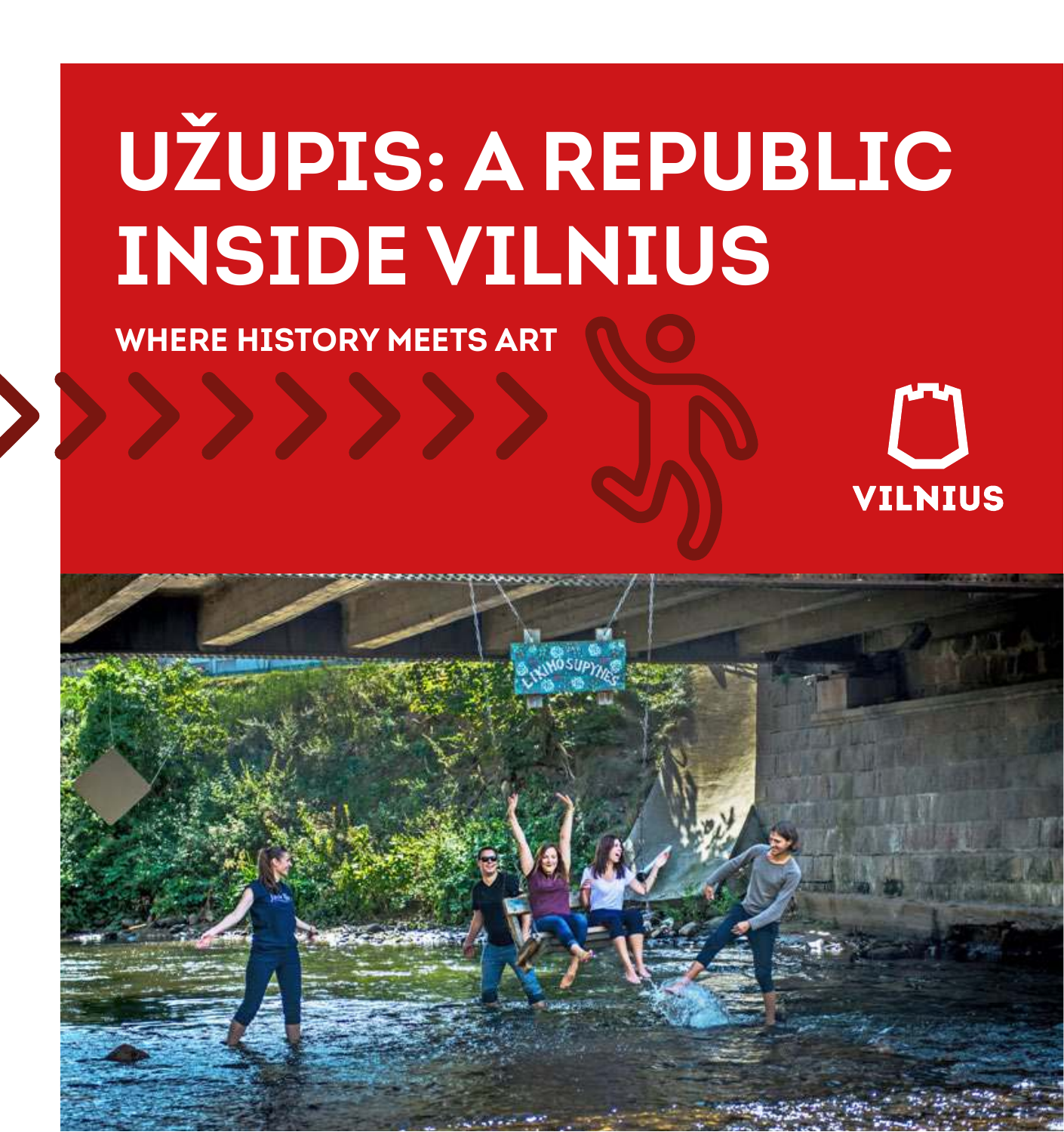# UŽUPIS: A REPUBLIC INSIDE VILNIUS

## WHERE HISTORY MEETS ART

VILNIUS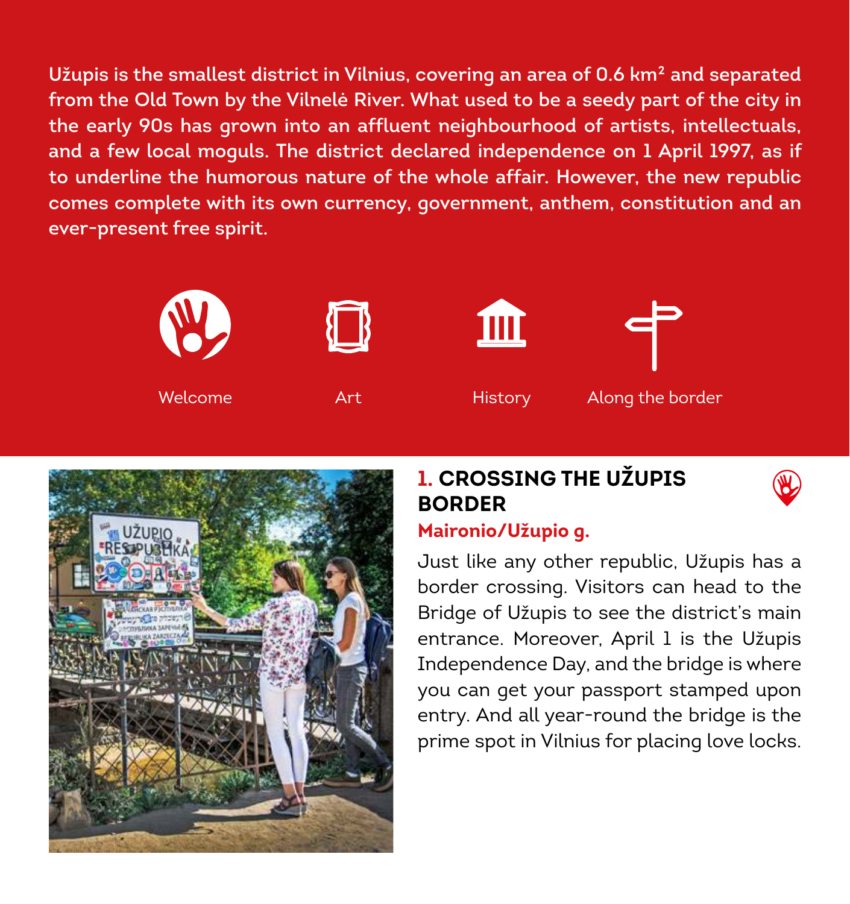Užupis is the smallest district in Vilnius, covering an area of 0.6 km² and separated from the Old Town by the Vilnelė River. What used to be a seedy part of the city in the early 90s has grown into an affluent neighbourhood of artists, intellectuals, and a few local moguls. The district declared independence on 1 April 1997, as if to underline the humorous nature of the whole affair. However, the new republic comes complete with its own currency, government, anthem, constitution and an ever-present free spirit.

Welcome

Art

History

Along the border

## 1. CROSSING THE UŽUPIS BORDER

**Maironio/Užupio g.**

Just like any other republic, Užupis has a border crossing. Visitors can head to the Bridge of Užupis to see the district's main entrance. Moreover, April 1 is the Užupis Independence Day, and the bridge is where you can get your passport stamped upon entry. And all year-round the bridge is the prime spot in Vilnius for placing love locks.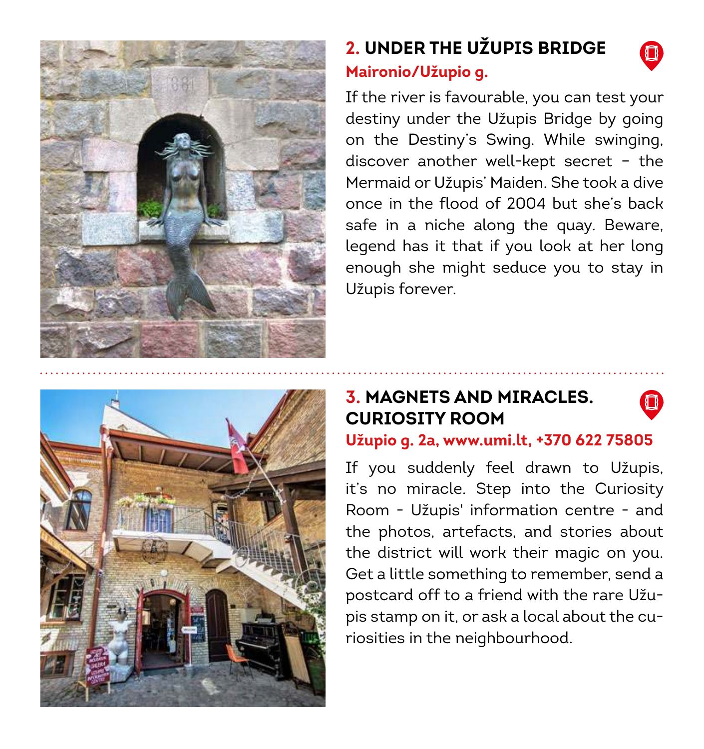## 2. UNDER THE UŽUPIS BRIDGE

**Maironio/Užupio g.**

If the river is favourable, you can test your destiny under the Užupis Bridge by going on the Destiny's Swing. While swinging, discover another well-kept secret – the Mermaid or Užupis' Maiden. She took a dive once in the flood of 2004 but she's back safe in a niche along the quay. Beware, legend has it that if you look at her long enough she might seduce you to stay in Užupis forever.

## 3. MAGNETS AND MIRACLES. CURIOSITY ROOM

**Užupio g. 2a, www.umi.lt, +370 622 75805**

If you suddenly feel drawn to Užupis, it's no miracle. Step into the Curiosity Room - Užupis' information centre - and the photos, artefacts, and stories about the district will work their magic on you. Get a little something to remember, send a postcard off to a friend with the rare Užupis stamp on it, or ask a local about the curiosities in the neighbourhood.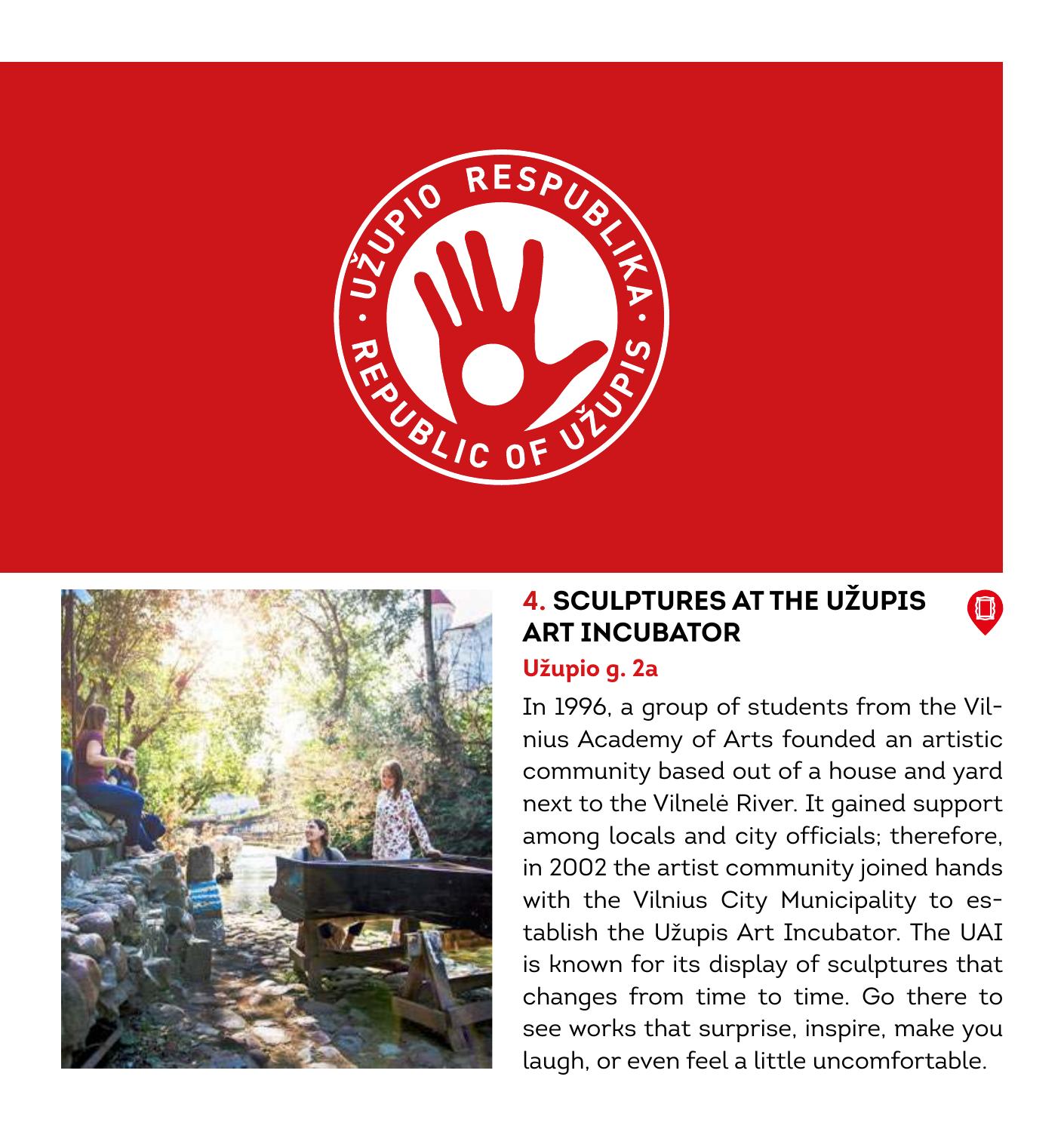## 4. SCULPTURES AT THE UŽUPIS ART INCUBATOR

**Užupio g. 2a**

In 1996, a group of students from the Vilnius Academy of Arts founded an artistic community based out of a house and yard next to the Vilnelė River. It gained support among locals and city officials; therefore, in 2002 the artist community joined hands with the Vilnius City Municipality to establish the Užupis Art Incubator. The UAI is known for its display of sculptures that changes from time to time. Go there to see works that surprise, inspire, make you laugh, or even feel a little uncomfortable.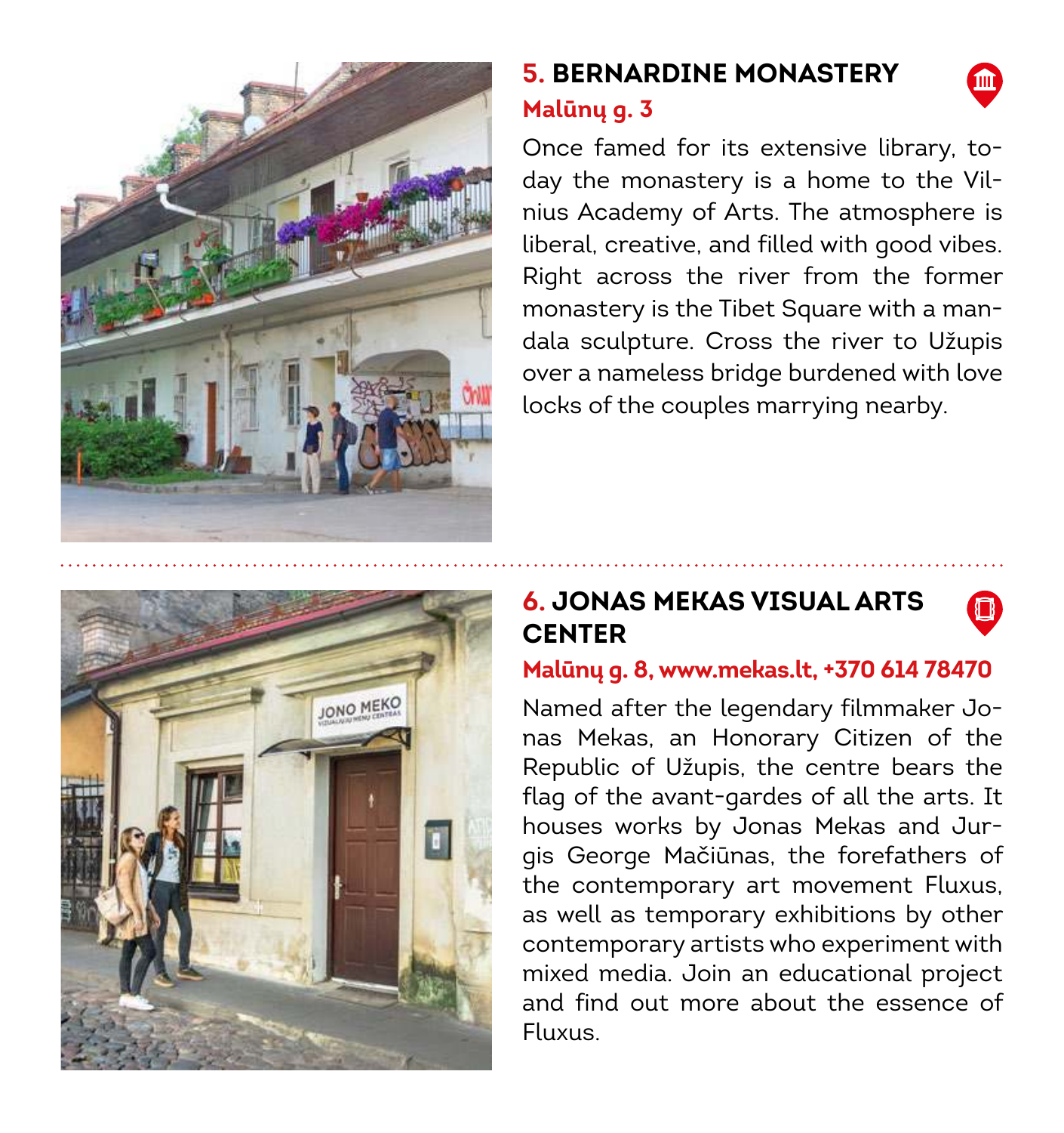## 5. BERNARDINE MONASTERY

**Malūnų g. 3**

Once famed for its extensive library, today the monastery is a home to the Vilnius Academy of Arts. The atmosphere is liberal, creative, and filled with good vibes. Right across the river from the former monastery is the Tibet Square with a mandala sculpture. Cross the river to Užupis over a nameless bridge burdened with love locks of the couples marrying nearby.

## 6. JONAS MEKAS VISUAL ARTS CENTER

**Malūnų g. 8, www.mekas.lt, +370 614 78470**

Named after the legendary filmmaker Jonas Mekas, an Honorary Citizen of the Republic of Užupis, the centre bears the flag of the avant-gardes of all the arts. It houses works by Jonas Mekas and Jurgis George Mačiūnas, the forefathers of the contemporary art movement Fluxus, as well as temporary exhibitions by other contemporary artists who experiment with mixed media. Join an educational project and find out more about the essence of Fluxus.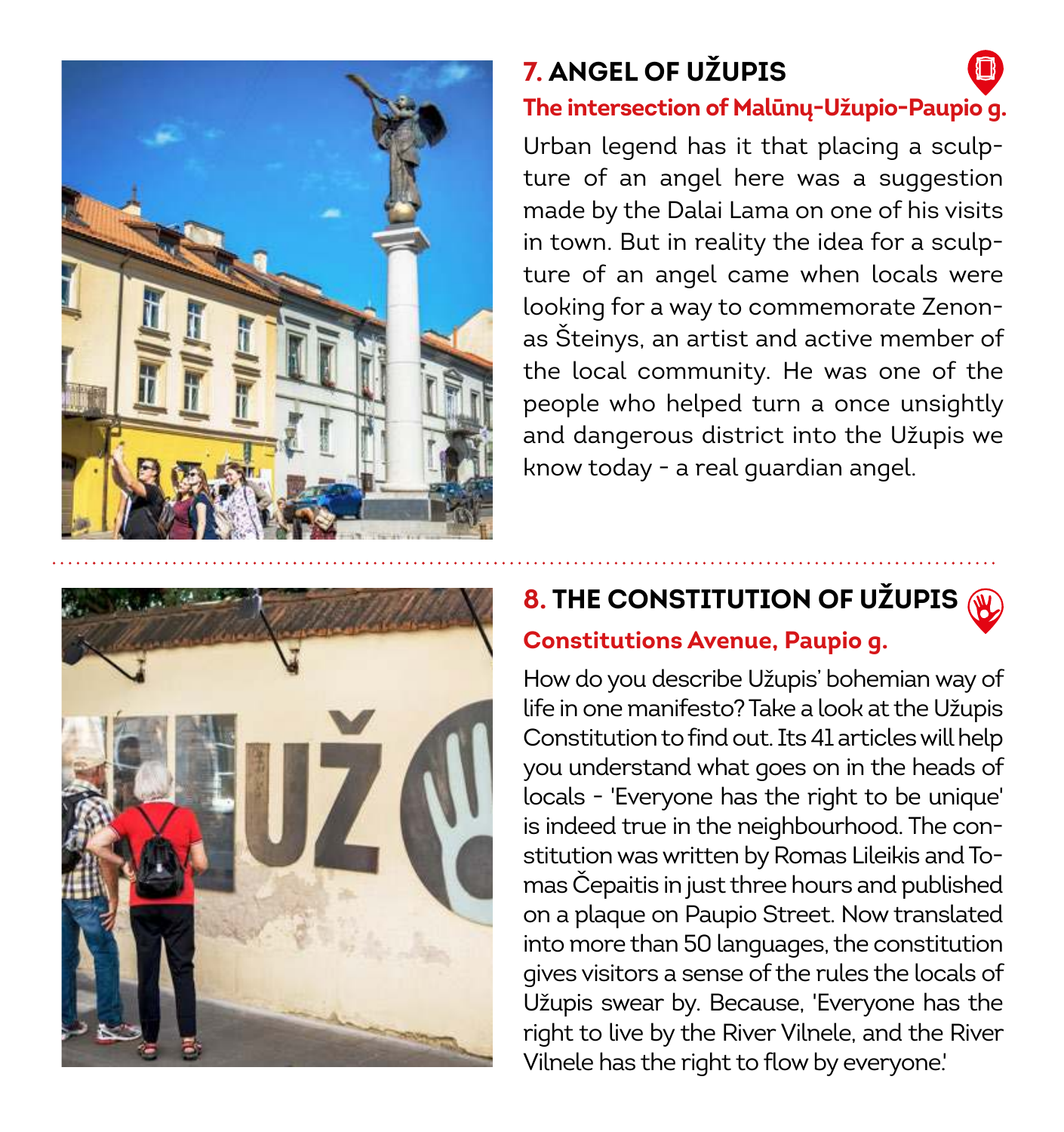## 7. ANGEL OF UŽUPIS

**The intersection of Malūnų-Užupio-Paupio g.**

Urban legend has it that placing a sculpture of an angel here was a suggestion made by the Dalai Lama on one of his visits in town. But in reality the idea for a sculpture of an angel came when locals were looking for a way to commemorate Zenonas Šteinys, an artist and active member of the local community. He was one of the people who helped turn a once unsightly and dangerous district into the Užupis we know today - a real guardian angel.

## 8. THE CONSTITUTION OF UŽUPIS

**Constitutions Avenue, Paupio g.**

How do you describe Užupis' bohemian way of life in one manifesto? Take a look at the Užupis Constitution to find out. Its 41 articles will help you understand what goes on in the heads of locals - 'Everyone has the right to be unique' is indeed true in the neighbourhood. The constitution was written by Romas Lileikis and Tomas Čepaitis in just three hours and published on a plaque on Paupio Street. Now translated into more than 50 languages, the constitution gives visitors a sense of the rules the locals of Užupis swear by. Because, 'Everyone has the right to live by the River Vilnele, and the River Vilnele has the right to flow by everyone.'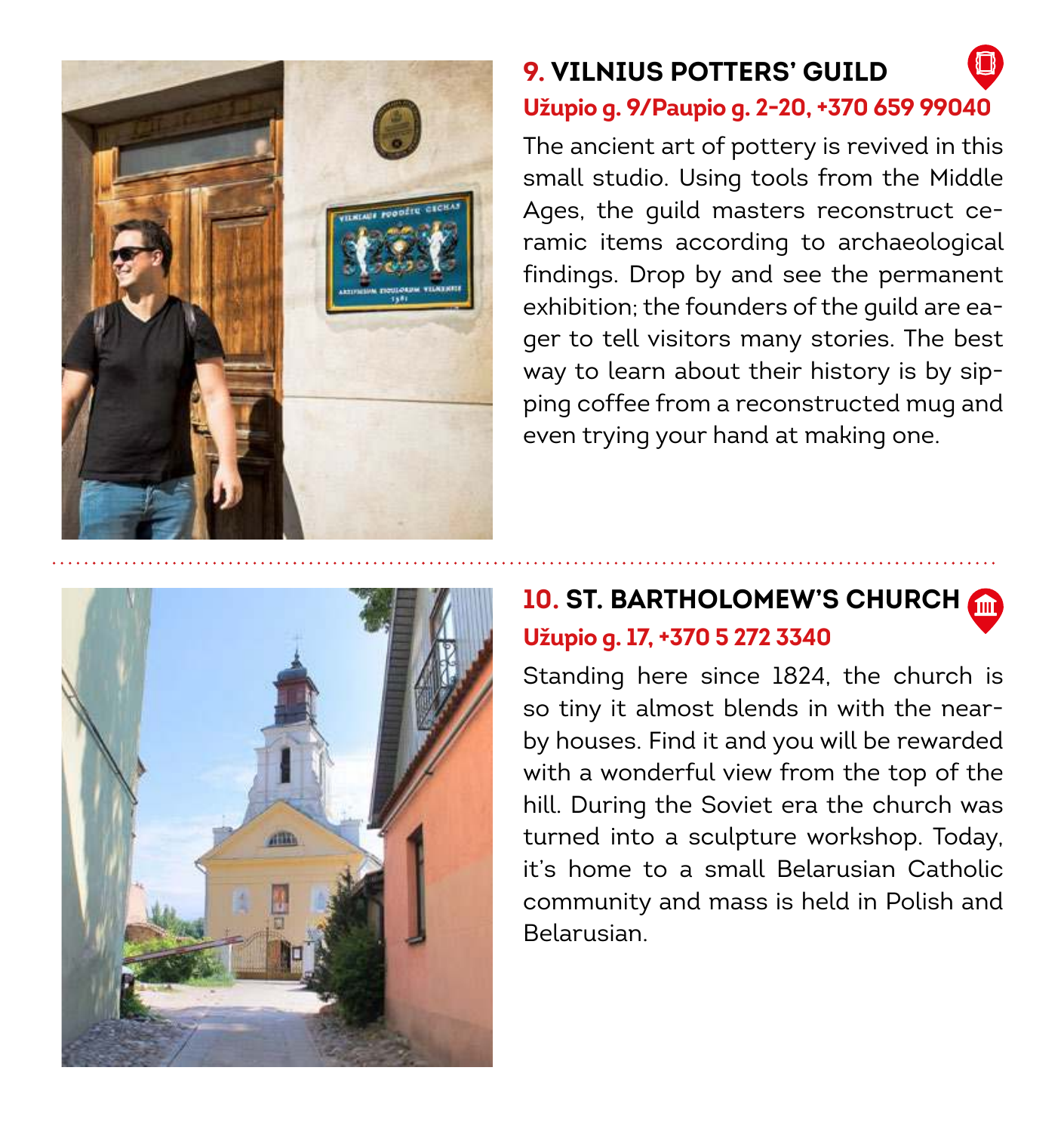## 9. VILNIUS POTTERS' GUILD

**Užupio g. 9/Paupio g. 2-20, +370 659 99040**

The ancient art of pottery is revived in this small studio. Using tools from the Middle Ages, the guild masters reconstruct ceramic items according to archaeological findings. Drop by and see the permanent exhibition; the founders of the guild are eager to tell visitors many stories. The best way to learn about their history is by sipping coffee from a reconstructed mug and even trying your hand at making one.

## 10. ST. BARTHOLOMEW'S CHURCH

**Užupio g. 17, +370 5 272 3340**

Standing here since 1824, the church is so tiny it almost blends in with the nearby houses. Find it and you will be rewarded with a wonderful view from the top of the hill. During the Soviet era the church was turned into a sculpture workshop. Today, it's home to a small Belarusian Catholic community and mass is held in Polish and Belarusian.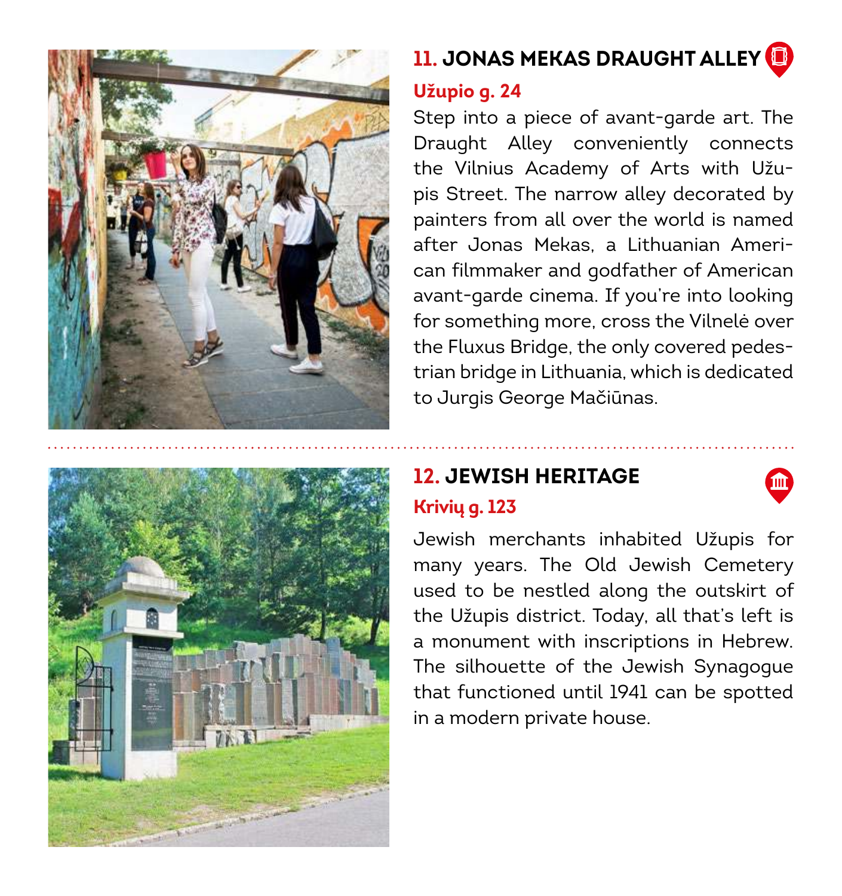## 11. JONAS MEKAS DRAUGHT ALLEY

**Užupio g. 24**

Step into a piece of avant-garde art. The Draught Alley conveniently connects the Vilnius Academy of Arts with Užupis Street. The narrow alley decorated by painters from all over the world is named after Jonas Mekas, a Lithuanian American filmmaker and godfather of American avant-garde cinema. If you're into looking for something more, cross the Vilnelė over the Fluxus Bridge, the only covered pedestrian bridge in Lithuania, which is dedicated to Jurgis George Mačiūnas.

## 12. JEWISH HERITAGE

**Krivių g. 123**

Jewish merchants inhabited Užupis for many years. The Old Jewish Cemetery used to be nestled along the outskirt of the Užupis district. Today, all that's left is a monument with inscriptions in Hebrew. The silhouette of the Jewish Synagogue that functioned until 1941 can be spotted in a modern private house.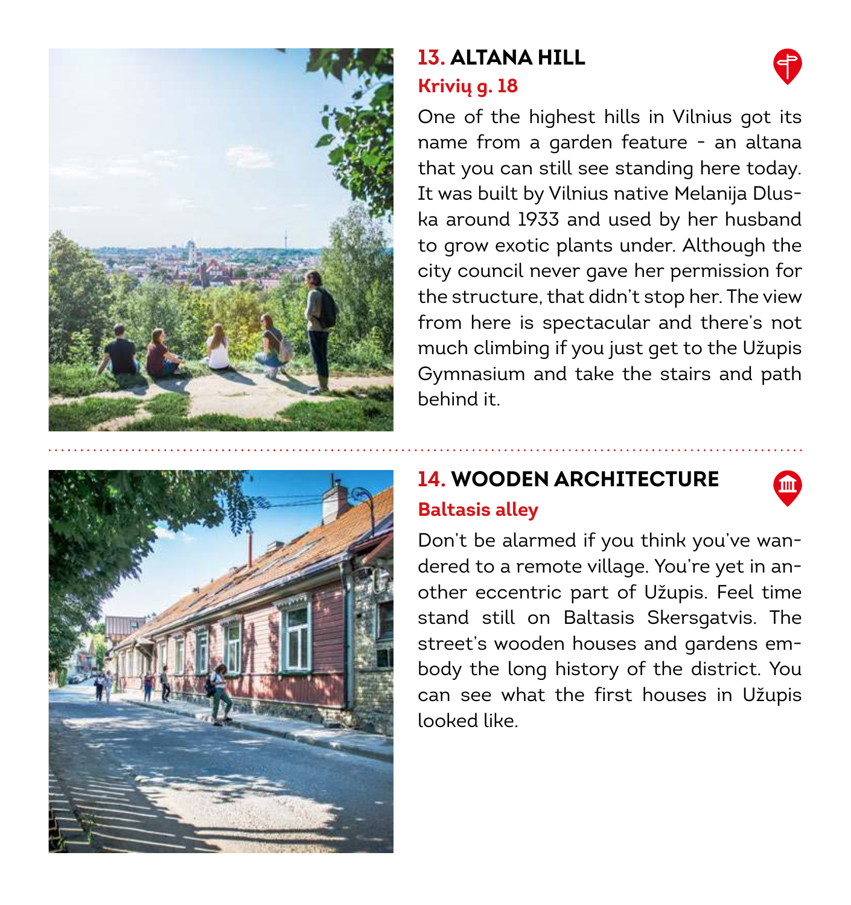## 13. ALTANA HILL

**Krivių g. 18**

One of the highest hills in Vilnius got its name from a garden feature - an altana that you can still see standing here today. It was built by Vilnius native Melanija Dluska around 1933 and used by her husband to grow exotic plants under. Although the city council never gave her permission for the structure, that didn't stop her. The view from here is spectacular and there's not much climbing if you just get to the Užupis Gymnasium and take the stairs and path behind it.

## 14. WOODEN ARCHITECTURE

**Baltasis alley**

Don't be alarmed if you think you've wandered to a remote village. You're yet in another eccentric part of Užupis. Feel time stand still on Baltasis Skersgatvis. The street's wooden houses and gardens embody the long history of the district. You can see what the first houses in Užupis looked like.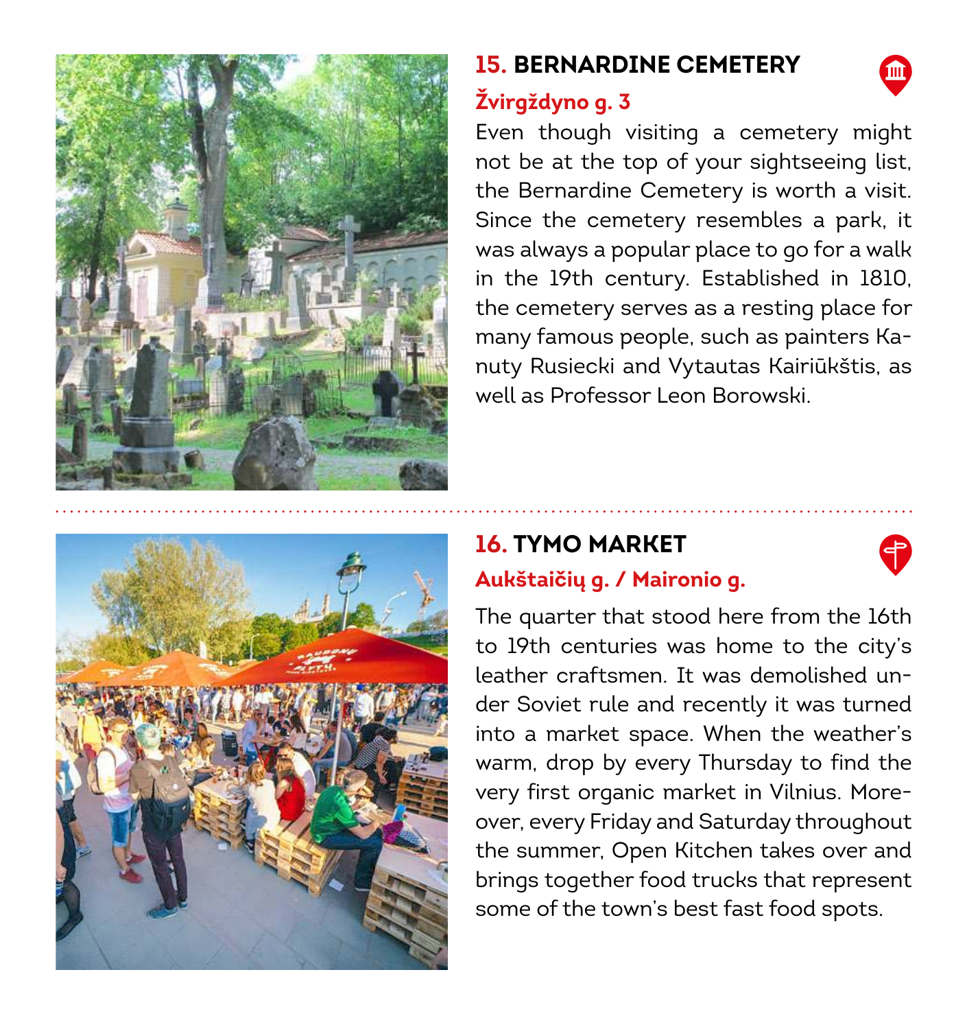## 15. BERNARDINE CEMETERY

**Žvirgždyno g. 3**

Even though visiting a cemetery might not be at the top of your sightseeing list, the Bernardine Cemetery is worth a visit. Since the cemetery resembles a park, it was always a popular place to go for a walk in the 19th century. Established in 1810, the cemetery serves as a resting place for many famous people, such as painters Kanuty Rusiecki and Vytautas Kairiūkštis, as well as Professor Leon Borowski.

## 16. TYMO MARKET

**Aukštaičių g. / Maironio g.**

The quarter that stood here from the 16th to 19th centuries was home to the city's leather craftsmen. It was demolished under Soviet rule and recently it was turned into a market space. When the weather's warm, drop by every Thursday to find the very first organic market in Vilnius. Moreover, every Friday and Saturday throughout the summer, Open Kitchen takes over and brings together food trucks that represent some of the town's best fast food spots.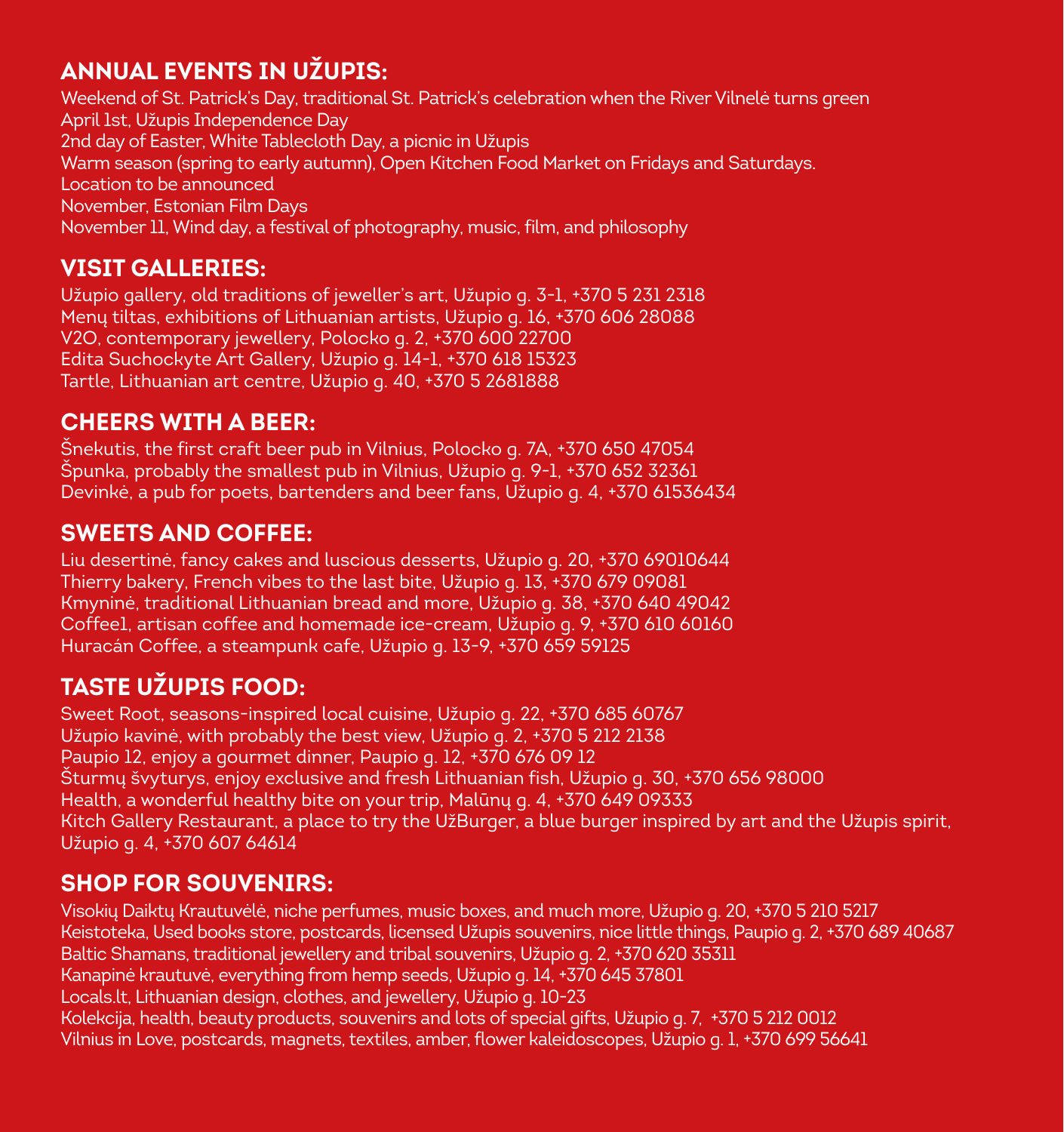## ANNUAL EVENTS IN UŽUPIS:

Weekend of St. Patrick's Day, traditional St. Patrick's celebration when the River Vilnelė turns green
April 1st, Užupis Independence Day
2nd day of Easter, White Tablecloth Day, a picnic in Užupis
Warm season (spring to early autumn), Open Kitchen Food Market on Fridays and Saturdays.
Location to be announced
November, Estonian Film Days
November 11, Wind day, a festival of photography, music, film, and philosophy

## VISIT GALLERIES:

Užupio gallery, old traditions of jeweller's art, Užupio g. 3-1, +370 5 231 2318
Menų tiltas, exhibitions of Lithuanian artists, Užupio g. 16, +370 606 28088
V2O, contemporary jewellery, Polocko g. 2, +370 600 22700
Edita Suchockyte Art Gallery, Užupio g. 14-1, +370 618 15323
Tartle, Lithuanian art centre, Užupio g. 40, +370 5 2681888

## CHEERS WITH A BEER:

Šnekutis, the first craft beer pub in Vilnius, Polocko g. 7A, +370 650 47054
Špunka, probably the smallest pub in Vilnius, Užupio g. 9-1, +370 652 32361
Devinkė, a pub for poets, bartenders and beer fans, Užupio g. 4, +370 61536434

## SWEETS AND COFFEE:

Liu desertinė, fancy cakes and luscious desserts, Užupio g. 20, +370 69010644
Thierry bakery, French vibes to the last bite, Užupio g. 13, +370 679 09081
Kmyninė, traditional Lithuanian bread and more, Užupio g. 38, +370 640 49042
Coffee1, artisan coffee and homemade ice-cream, Užupio g. 9, +370 610 60160
Huracán Coffee, a steampunk cafe, Užupio g. 13-9, +370 659 59125

## TASTE UŽUPIS FOOD:

Sweet Root, seasons-inspired local cuisine, Užupio g. 22, +370 685 60767
Užupio kavinė, with probably the best view, Užupio g. 2, +370 5 212 2138
Paupio 12, enjoy a gourmet dinner, Paupio g. 12, +370 676 09 12
Šturmų švyturys, enjoy exclusive and fresh Lithuanian fish, Užupio g. 30, +370 656 98000
Health, a wonderful healthy bite on your trip, Malūnų g. 4, +370 649 09333
Kitch Gallery Restaurant, a place to try the UžBurger, a blue burger inspired by art and the Užupis spirit, Užupio g. 4, +370 607 64614

## SHOP FOR SOUVENIRS:

Visokių Daiktų Krautuvėlė, niche perfumes, music boxes, and much more, Užupio g. 20, +370 5 210 5217
Keistoteka, Used books store, postcards, licensed Užupis souvenirs, nice little things, Paupio g. 2, +370 689 40687
Baltic Shamans, traditional jewellery and tribal souvenirs, Užupio g. 2, +370 620 35311
Kanapinė krautuvė, everything from hemp seeds, Užupio g. 14, +370 645 37801
Locals.lt, Lithuanian design, clothes, and jewellery, Užupio g. 10-23
Kolekcija, health, beauty products, souvenirs and lots of special gifts, Užupio g. 7, +370 5 212 0012
Vilnius in Love, postcards, magnets, textiles, amber, flower kaleidoscopes, Užupio g. 1, +370 699 56641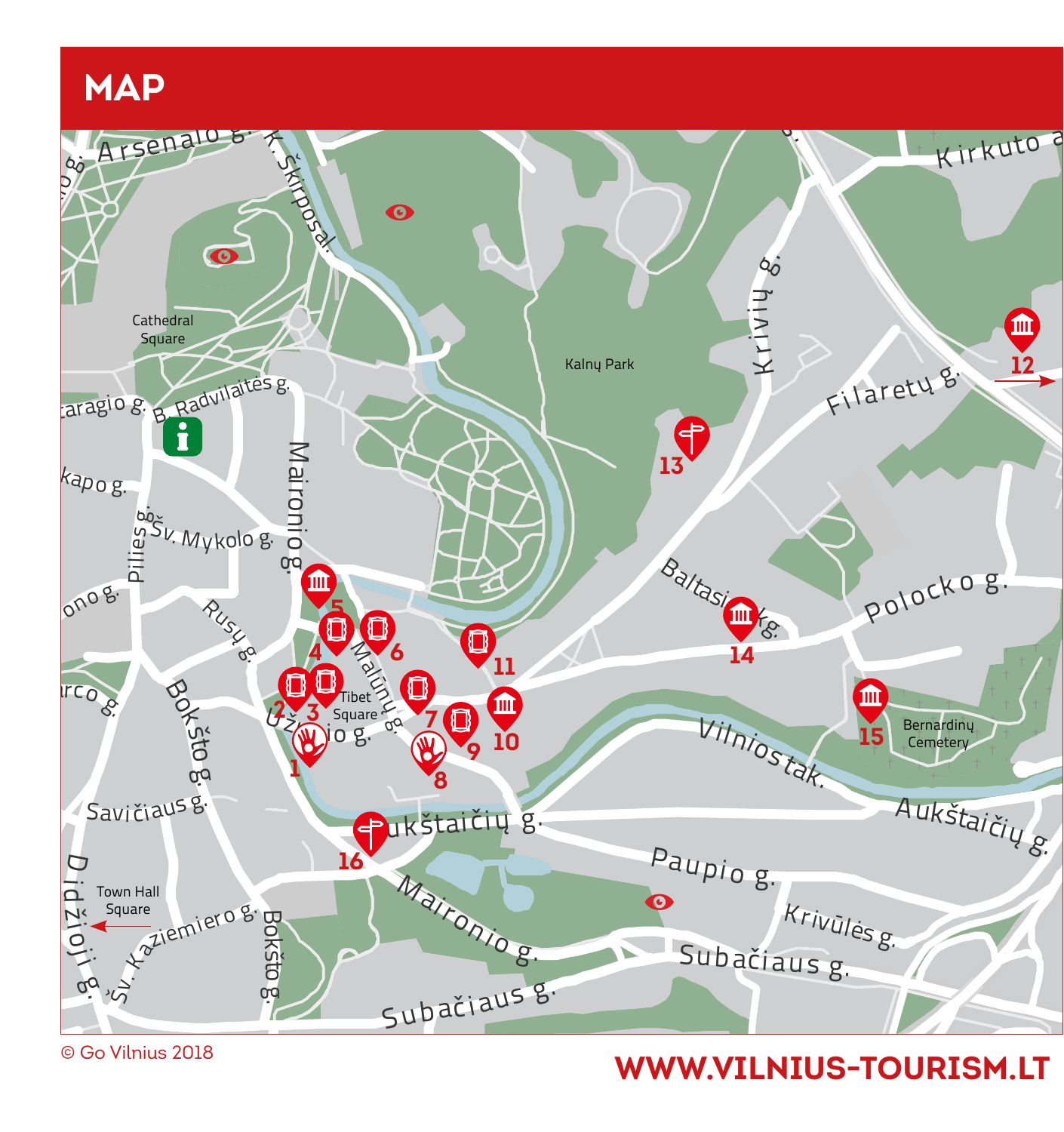# MAP

Arsenalo g.
K. Škirposal.
Kirkuto a
Cathedral Square
Kalnų Park
Krivių g.
B. Radvilaitės g.
Filaretų g.
Maironio g.
Šv. Mykolo g.
Pilies g.
Rusų g.
Baltasis g.
Polocko g.
Malūnų g.
Tibet Square
Užupio g.
Bokšto g.
Vilniostak.
Bernardinų Cemetery
Savičiaus g.
Aukštaičių g.
Paupio g.
Town Hall Square
Krivūlės g.
Šv. Kazimiero g.
Subačiaus g.
Didžioji g.

1 2 3 4 5 6 7 8 9 10 11 12 13 14 15 16

© Go Vilnius 2018

WWW.VILNIUS-TOURISM.LT